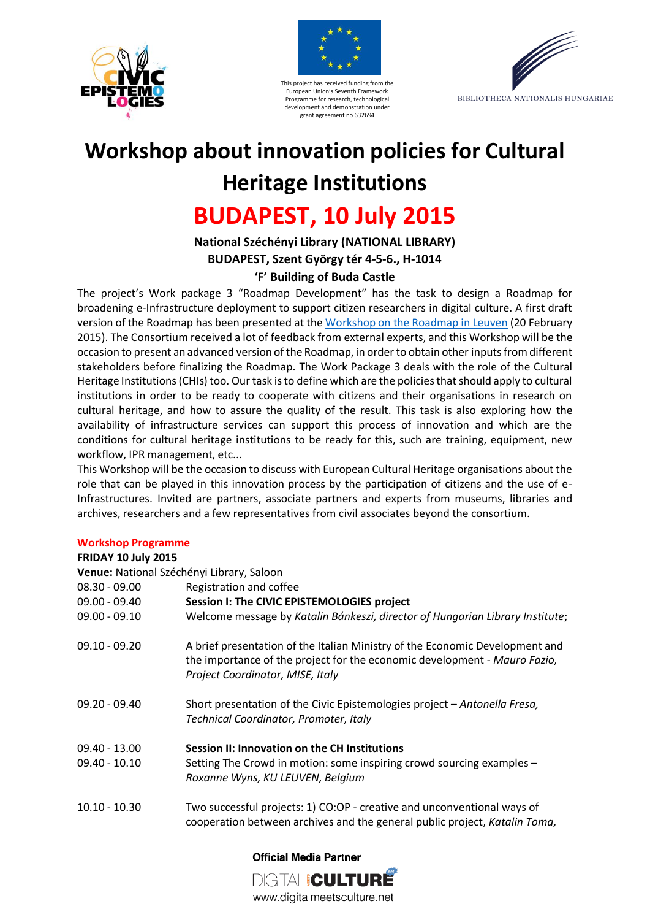This project has received funding from the European Union's Seventh Framework Programme for research, technological development and demonstration under grant agreement no 632694

BIBLIOTHECA NATIONALIS HUNGARIAE

# Workshop about innovation policies for Cultural Heritage Institutions

# BUDAPEST, 10 July 2015

**National Széchényi Library (NATIONAL LIBRARY)**
**BUDAPEST, Szent György tér 4-5-6., H-1014**
**'F' Building of Buda Castle**

The project's Work package 3 "Roadmap Development" has the task to design a Roadmap for broadening e-Infrastructure deployment to support citizen researchers in digital culture. A first draft version of the Roadmap has been presented at the Workshop on the Roadmap in Leuven (20 February 2015). The Consortium received a lot of feedback from external experts, and this Workshop will be the occasion to present an advanced version of the Roadmap, in order to obtain other inputs from different stakeholders before finalizing the Roadmap. The Work Package 3 deals with the role of the Cultural Heritage Institutions (CHIs) too. Our task is to define which are the policies that should apply to cultural institutions in order to be ready to cooperate with citizens and their organisations in research on cultural heritage, and how to assure the quality of the result. This task is also exploring how the availability of infrastructure services can support this process of innovation and which are the conditions for cultural heritage institutions to be ready for this, such are training, equipment, new workflow, IPR management, etc...

This Workshop will be the occasion to discuss with European Cultural Heritage organisations about the role that can be played in this innovation process by the participation of citizens and the use of e-Infrastructures. Invited are partners, associate partners and experts from museums, libraries and archives, researchers and a few representatives from civil associates beyond the consortium.

## Workshop Programme

**FRIDAY 10 July 2015**

**Venue:** National Széchényi Library, Saloon

| | |
|---|---|
| 08.30 - 09.00 | Registration and coffee |
| 09.00 - 09.40 | **Session I: The CIVIC EPISTEMOLOGIES project** |
| 09.00 - 09.10 | Welcome message by *Katalin Bánkeszi, director of Hungarian Library Institute*; |
| 09.10 - 09.20 | A brief presentation of the Italian Ministry of the Economic Development and the importance of the project for the economic development - *Mauro Fazio, Project Coordinator, MISE, Italy* |
| 09.20 - 09.40 | Short presentation of the Civic Epistemologies project – *Antonella Fresa, Technical Coordinator, Promoter, Italy* |
| 09.40 - 13.00 | **Session II: Innovation on the CH Institutions** |
| 09.40 - 10.10 | Setting The Crowd in motion: some inspiring crowd sourcing examples – *Roxanne Wyns, KU LEUVEN, Belgium* |
| 10.10 - 10.30 | Two successful projects: 1) CO:OP - creative and unconventional ways of cooperation between archives and the general public project, *Katalin Toma,* |

**Official Media Partner**
DIGITAL CULTURE
www.digitalmeetsculture.net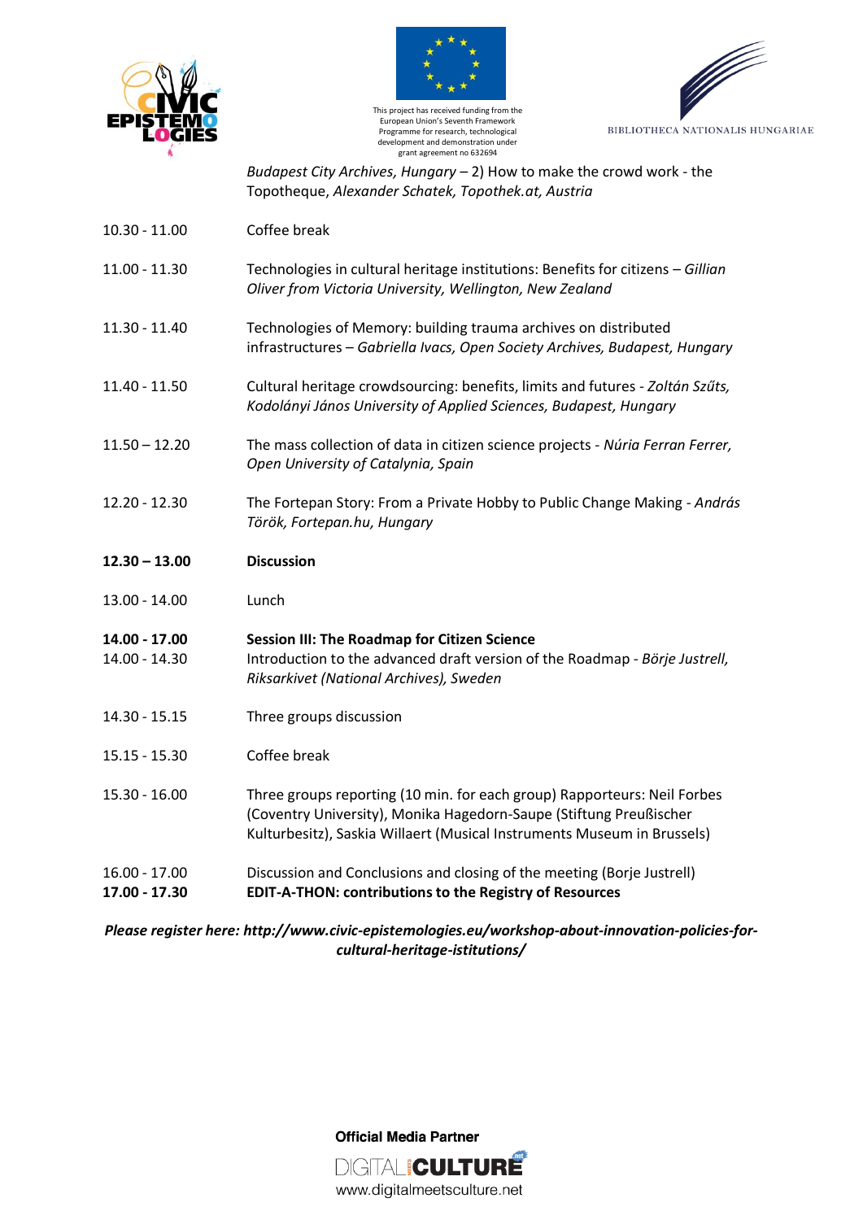This project has received funding from the European Union's Seventh Framework Programme for research, technological development and demonstration under grant agreement no 632694

BIBLIOTHECA NATIONALIS HUNGARIAE

| | |
|---|---|
| | *Budapest City Archives, Hungary* – 2) How to make the crowd work - the Topotheque, *Alexander Schatek, Topothek.at, Austria* |
| 10.30 - 11.00 | Coffee break |
| 11.00 - 11.30 | Technologies in cultural heritage institutions: Benefits for citizens – *Gillian Oliver from Victoria University, Wellington, New Zealand* |
| 11.30 - 11.40 | Technologies of Memory: building trauma archives on distributed infrastructures – *Gabriella Ivacs, Open Society Archives, Budapest, Hungary* |
| 11.40 - 11.50 | Cultural heritage crowdsourcing: benefits, limits and futures - *Zoltán Szűts, Kodolányi János University of Applied Sciences, Budapest, Hungary* |
| 11.50 – 12.20 | The mass collection of data in citizen science projects - *Núria Ferran Ferrer, Open University of Catalynia, Spain* |
| 12.20 - 12.30 | The Fortepan Story: From a Private Hobby to Public Change Making - *András Török, Fortepan.hu, Hungary* |
| **12.30 – 13.00** | **Discussion** |
| 13.00 - 14.00 | Lunch |
| **14.00 - 17.00** | **Session III: The Roadmap for Citizen Science** |
| 14.00 - 14.30 | Introduction to the advanced draft version of the Roadmap - *Börje Justrell, Riksarkivet (National Archives), Sweden* |
| 14.30 - 15.15 | Three groups discussion |
| 15.15 - 15.30 | Coffee break |
| 15.30 - 16.00 | Three groups reporting (10 min. for each group) Rapporteurs: Neil Forbes (Coventry University), Monika Hagedorn-Saupe (Stiftung Preußischer Kulturbesitz), Saskia Willaert (Musical Instruments Museum in Brussels) |
| 16.00 - 17.00 | Discussion and Conclusions and closing of the meeting (Borje Justrell) |
| **17.00 - 17.30** | **EDIT-A-THON: contributions to the Registry of Resources** |

***Please register here: http://www.civic-epistemologies.eu/workshop-about-innovation-policies-for-cultural-heritage-istitutions/***

**Official Media Partner**

DIGITAL CULTURE
www.digitalmeetsculture.net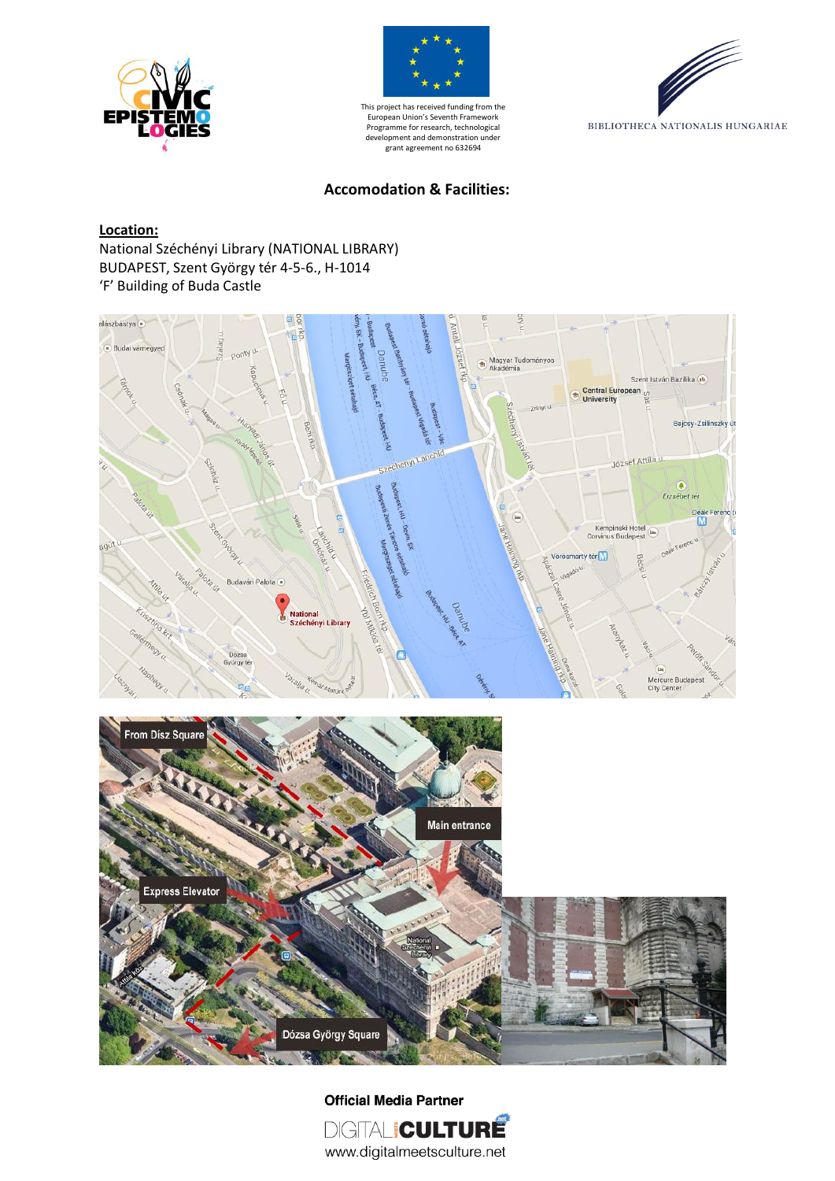This project has received funding from the European Union's Seventh Framework Programme for research, technological development and demonstration under grant agreement no 632694

BIBLIOTHECA NATIONALIS HUNGARIAE

## Accomodation & Facilities:

**Location:**

National Széchényi Library (NATIONAL LIBRARY)
BUDAPEST, Szent György tér 4-5-6., H-1014
'F' Building of Buda Castle

**Official Media Partner**

www.digitalmeetsculture.net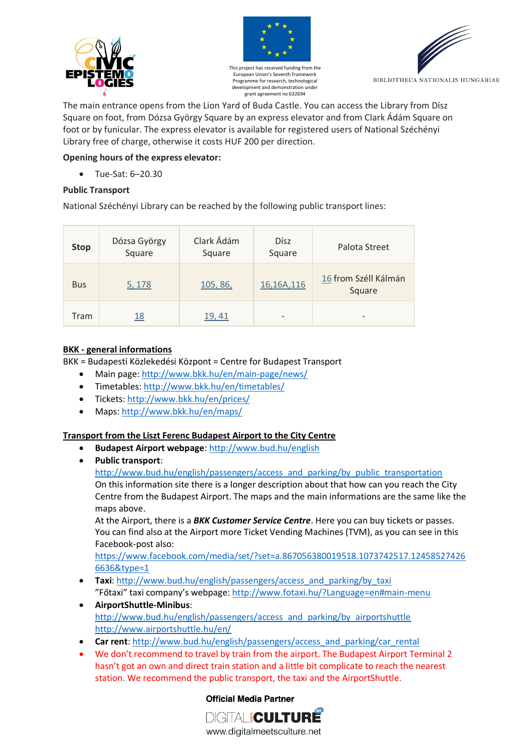The main entrance opens from the Lion Yard of Buda Castle. You can access the Library from Dísz Square on foot, from Dózsa György Square by an express elevator and from Clark Ádám Square on foot or by funicular. The express elevator is available for registered users of National Széchényi Library free of charge, otherwise it costs HUF 200 per direction.

**Opening hours of the express elevator:**

- Tue-Sat: 6–20.30

**Public Transport**

National Széchényi Library can be reached by the following public transport lines:

| Stop | Dózsa György Square | Clark Ádám Square | Dísz Square | Palota Street |
|---|---|---|---|---|
| Bus | 5, 178 | 105, 86, | 16,16A,116 | 16 from Széll Kálmán Square |
| Tram | 18 | 19, 41 | - | - |

**BKK - general informations**

BKK = Budapesti Közlekedési Központ = Centre for Budapest Transport

- Main page: http://www.bkk.hu/en/main-page/news/
- Timetables: http://www.bkk.hu/en/timetables/
- Tickets: http://www.bkk.hu/en/prices/
- Maps: http://www.bkk.hu/en/maps/

**Transport from the Liszt Ferenc Budapest Airport to the City Centre**

- **Budapest Airport webpage**: http://www.bud.hu/english
- **Public transport**: http://www.bud.hu/english/passengers/access_and_parking/by_public_transportation
  On this information site there is a longer description about that how can you reach the City Centre from the Budapest Airport. The maps and the main informations are the same like the maps above.
  At the Airport, there is a ***BKK Customer Service Centre***. Here you can buy tickets or passes. You can find also at the Airport more Ticket Vending Machines (TVM), as you can see in this Facebook-post also:
  https://www.facebook.com/media/set/?set=a.867056380019518.1073742517.124585274266636&type=1
- **Taxi**: http://www.bud.hu/english/passengers/access_and_parking/by_taxi
  "Főtaxi" taxi company's webpage: http://www.fotaxi.hu/?Language=en#main-menu
- **AirportShuttle-Minibus**:
  http://www.bud.hu/english/passengers/access_and_parking/by_airportshuttle
  http://www.airportshuttle.hu/en/
- **Car rent**: http://www.bud.hu/english/passengers/access_and_parking/car_rental
- We don't recommend to travel by train from the airport. The Budapest Airport Terminal 2 hasn't got an own and direct train station and a little bit complicate to reach the nearest station. We recommend the public transport, the taxi and the AirportShuttle.

Official Media Partner

www.digitalmeetsculture.net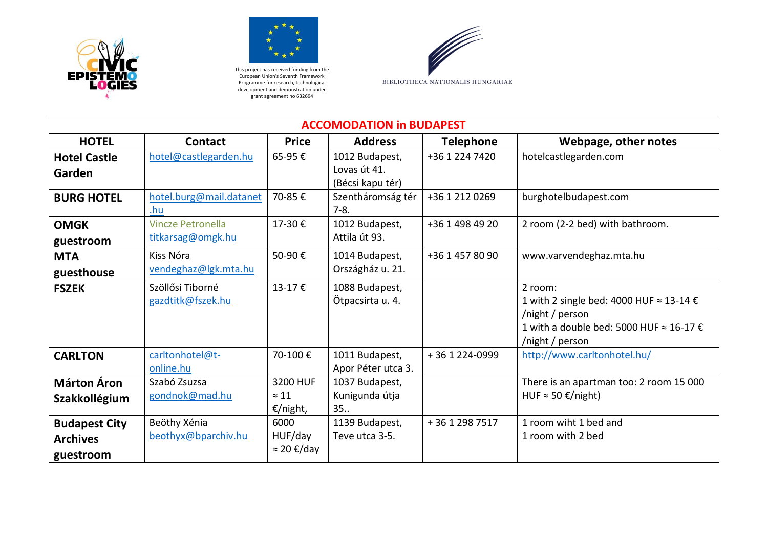This project has received funding from the European Union's Seventh Framework Programme for research, technological development and demonstration under grant agreement no 632694

BIBLIOTHECA NATIONALIS HUNGARIAE

| ACCOMODATION in BUDAPEST | | | | | |
|---|---|---|---|---|---|
| **HOTEL** | **Contact** | **Price** | **Address** | **Telephone** | **Webpage, other notes** |
| **Hotel Castle Garden** | hotel@castlegarden.hu | 65-95 € | 1012 Budapest, Lovas út 41. (Bécsi kapu tér) | +36 1 224 7420 | hotelcastlegarden.com |
| **BURG HOTEL** | hotel.burg@mail.datanet.hu | 70-85 € | Szentháromság tér 7-8. | +36 1 212 0269 | burghotelbudapest.com |
| **OMGK guestroom** | Vincze Petronella titkarsag@omgk.hu | 17-30 € | 1012 Budapest, Attila út 93. | +36 1 498 49 20 | 2 room (2-2 bed) with bathroom. |
| **MTA guesthouse** | Kiss Nóra vendeghaz@lgk.mta.hu | 50-90 € | 1014 Budapest, Országház u. 21. | +36 1 457 80 90 | www.varvendeghaz.mta.hu |
| **FSZEK** | Szöllősi Tiborné gazdtitk@fszek.hu | 13-17 € | 1088 Budapest, Ötpacsirta u. 4. | | 2 room: 1 with 2 single bed: 4000 HUF ≈ 13-14 € /night / person 1 with a double bed: 5000 HUF ≈ 16-17 € /night / person |
| **CARLTON** | carltonhotel@t-online.hu | 70-100 € | 1011 Budapest, Apor Péter utca 3. | + 36 1 224-0999 | http://www.carltonhotel.hu/ |
| **Márton Áron Szakkollégium** | Szabó Zsuzsa gondnok@mad.hu | 3200 HUF ≈ 11 €/night, | 1037 Budapest, Kunigunda útja 35.. | | There is an apartman too: 2 room 15 000 HUF ≈ 50 €/night) |
| **Budapest City Archives guestroom** | Beöthy Xénia beothyx@bparchiv.hu | 6000 HUF/day ≈ 20 €/day | 1139 Budapest, Teve utca 3-5. | + 36 1 298 7517 | 1 room wiht 1 bed and 1 room with 2 bed |